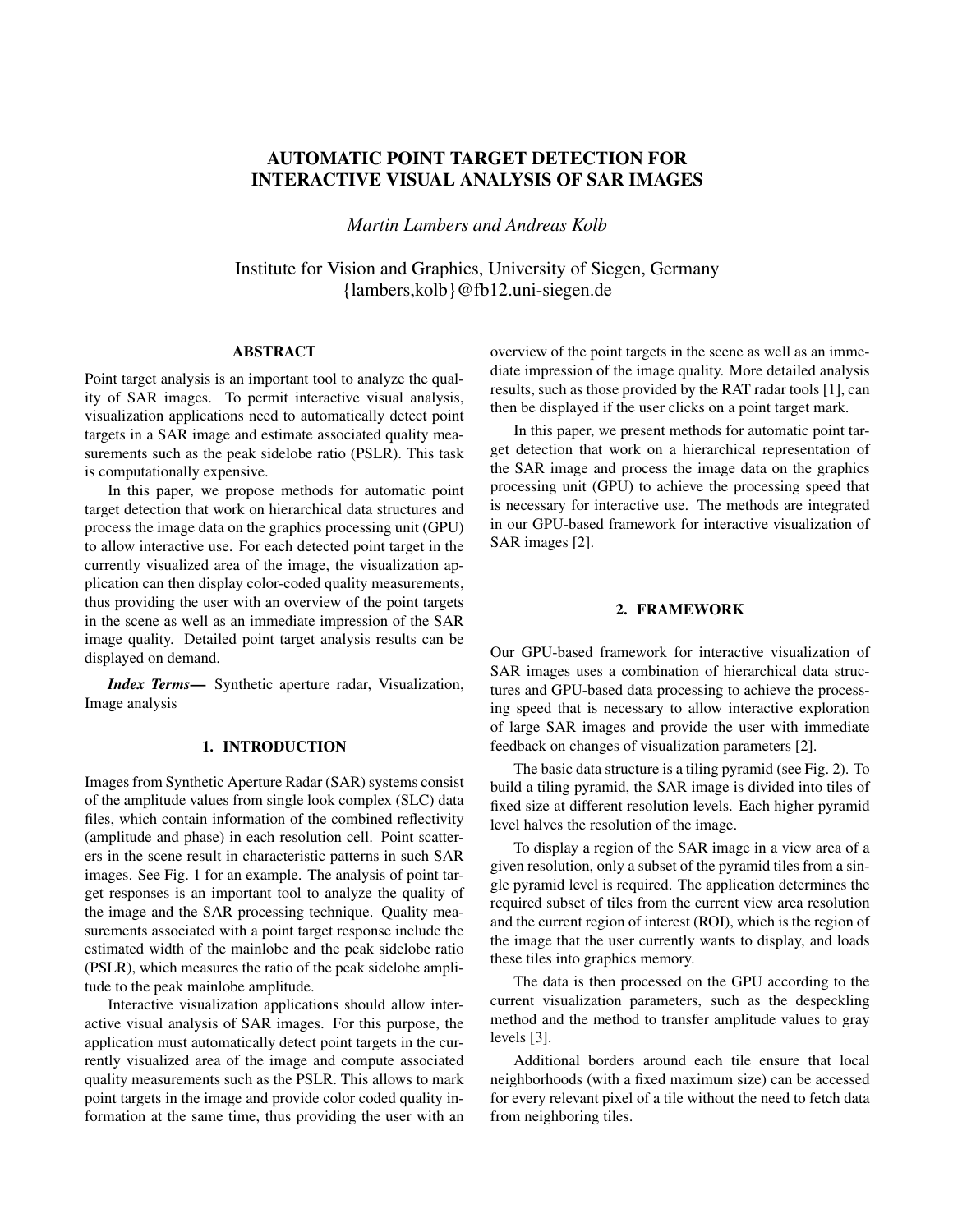# AUTOMATIC POINT TARGET DETECTION FOR INTERACTIVE VISUAL ANALYSIS OF SAR IMAGES

*Martin Lambers and Andreas Kolb*

Institute for Vision and Graphics, University of Siegen, Germany
{lambers,kolb}@fb12.uni-siegen.de

## ABSTRACT

Point target analysis is an important tool to analyze the quality of SAR images. To permit interactive visual analysis, visualization applications need to automatically detect point targets in a SAR image and estimate associated quality measurements such as the peak sidelobe ratio (PSLR). This task is computationally expensive.

In this paper, we propose methods for automatic point target detection that work on hierarchical data structures and process the image data on the graphics processing unit (GPU) to allow interactive use. For each detected point target in the currently visualized area of the image, the visualization application can then display color-coded quality measurements, thus providing the user with an overview of the point targets in the scene as well as an immediate impression of the SAR image quality. Detailed point target analysis results can be displayed on demand.

***Index Terms***— Synthetic aperture radar, Visualization, Image analysis

## 1. INTRODUCTION

Images from Synthetic Aperture Radar (SAR) systems consist of the amplitude values from single look complex (SLC) data files, which contain information of the combined reflectivity (amplitude and phase) in each resolution cell. Point scatterers in the scene result in characteristic patterns in such SAR images. See Fig. 1 for an example. The analysis of point target responses is an important tool to analyze the quality of the image and the SAR processing technique. Quality measurements associated with a point target response include the estimated width of the mainlobe and the peak sidelobe ratio (PSLR), which measures the ratio of the peak sidelobe amplitude to the peak mainlobe amplitude.

Interactive visualization applications should allow interactive visual analysis of SAR images. For this purpose, the application must automatically detect point targets in the currently visualized area of the image and compute associated quality measurements such as the PSLR. This allows to mark point targets in the image and provide color coded quality information at the same time, thus providing the user with an overview of the point targets in the scene as well as an immediate impression of the image quality. More detailed analysis results, such as those provided by the RAT radar tools [1], can then be displayed if the user clicks on a point target mark.

In this paper, we present methods for automatic point target detection that work on a hierarchical representation of the SAR image and process the image data on the graphics processing unit (GPU) to achieve the processing speed that is necessary for interactive use. The methods are integrated in our GPU-based framework for interactive visualization of SAR images [2].

## 2. FRAMEWORK

Our GPU-based framework for interactive visualization of SAR images uses a combination of hierarchical data structures and GPU-based data processing to achieve the processing speed that is necessary to allow interactive exploration of large SAR images and provide the user with immediate feedback on changes of visualization parameters [2].

The basic data structure is a tiling pyramid (see Fig. 2). To build a tiling pyramid, the SAR image is divided into tiles of fixed size at different resolution levels. Each higher pyramid level halves the resolution of the image.

To display a region of the SAR image in a view area of a given resolution, only a subset of the pyramid tiles from a single pyramid level is required. The application determines the required subset of tiles from the current view area resolution and the current region of interest (ROI), which is the region of the image that the user currently wants to display, and loads these tiles into graphics memory.

The data is then processed on the GPU according to the current visualization parameters, such as the despeckling method and the method to transfer amplitude values to gray levels [3].

Additional borders around each tile ensure that local neighborhoods (with a fixed maximum size) can be accessed for every relevant pixel of a tile without the need to fetch data from neighboring tiles.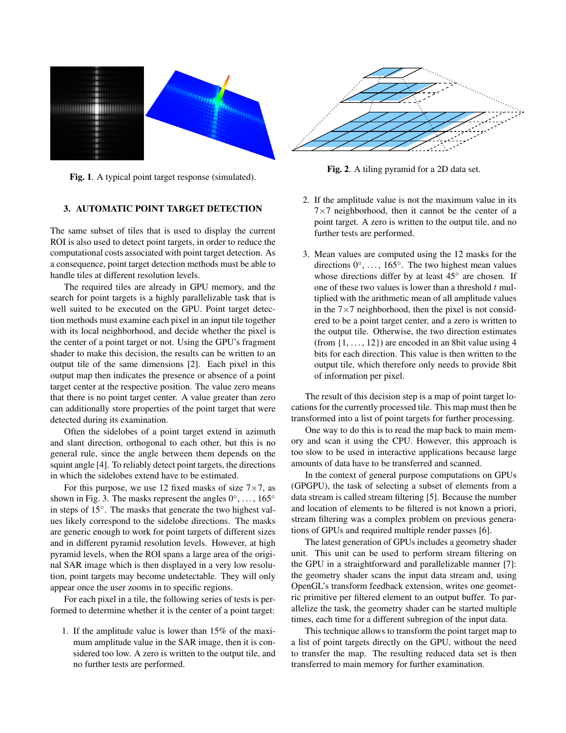**Fig. 1**. A typical point target response (simulated).

**Fig. 2**. A tiling pyramid for a 2D data set.

## 3. AUTOMATIC POINT TARGET DETECTION

The same subset of tiles that is used to display the current ROI is also used to detect point targets, in order to reduce the computational costs associated with point target detection. As a consequence, point target detection methods must be able to handle tiles at different resolution levels.

The required tiles are already in GPU memory, and the search for point targets is a highly parallelizable task that is well suited to be executed on the GPU. Point target detection methods must examine each pixel in an input tile together with its local neighborhood, and decide whether the pixel is the center of a point target or not. Using the GPU's fragment shader to make this decision, the results can be written to an output tile of the same dimensions [2]. Each pixel in this output map then indicates the presence or absence of a point target center at the respective position. The value zero means that there is no point target center. A value greater than zero can additionally store properties of the point target that were detected during its examination.

Often the sidelobes of a point target extend in azimuth and slant direction, orthogonal to each other, but this is no general rule, since the angle between them depends on the squint angle [4]. To reliably detect point targets, the directions in which the sidelobes extend have to be estimated.

For this purpose, we use 12 fixed masks of size $7\times7$, as shown in Fig. 3. The masks represent the angles $0°, \ldots, 165°$ in steps of $15°$. The masks that generate the two highest values likely correspond to the sidelobe directions. The masks are generic enough to work for point targets of different sizes and in different pyramid resolution levels. However, at high pyramid levels, when the ROI spans a large area of the original SAR image which is then displayed in a very low resolution, point targets may become undetectable. They will only appear once the user zooms in to specific regions.

For each pixel in a tile, the following series of tests is performed to determine whether it is the center of a point target:

1. If the amplitude value is lower than 15% of the maximum amplitude value in the SAR image, then it is considered too low. A zero is written to the output tile, and no further tests are performed.
2. If the amplitude value is not the maximum value in its $7\times7$ neighborhood, then it cannot be the center of a point target. A zero is written to the output tile, and no further tests are performed.
3. Mean values are computed using the 12 masks for the directions $0°, \ldots, 165°$. The two highest mean values whose directions differ by at least $45°$ are chosen. If one of these two values is lower than a threshold $t$ multiplied with the arithmetic mean of all amplitude values in the $7\times7$ neighborhood, then the pixel is not considered to be a point target center, and a zero is written to the output tile. Otherwise, the two direction estimates (from $\{1, \ldots, 12\}$) are encoded in an 8bit value using 4 bits for each direction. This value is then written to the output tile, which therefore only needs to provide 8bit of information per pixel.

The result of this decision step is a map of point target locations for the currently processed tile. This map must then be transformed into a list of point targets for further processing.

One way to do this is to read the map back to main memory and scan it using the CPU. However, this approach is too slow to be used in interactive applications because large amounts of data have to be transferred and scanned.

In the context of general purpose computations on GPUs (GPGPU), the task of selecting a subset of elements from a data stream is called stream filtering [5]. Because the number and location of elements to be filtered is not known a priori, stream filtering was a complex problem on previous generations of GPUs and required multiple render passes [6].

The latest generation of GPUs includes a geometry shader unit. This unit can be used to perform stream filtering on the GPU in a straightforward and parallelizable manner [7]: the geometry shader scans the input data stream and, using OpenGL's transform feedback extension, writes one geometric primitive per filtered element to an output buffer. To parallelize the task, the geometry shader can be started multiple times, each time for a different subregion of the input data.

This technique allows to transform the point target map to a list of point targets directly on the GPU, without the need to transfer the map. The resulting reduced data set is then transferred to main memory for further examination.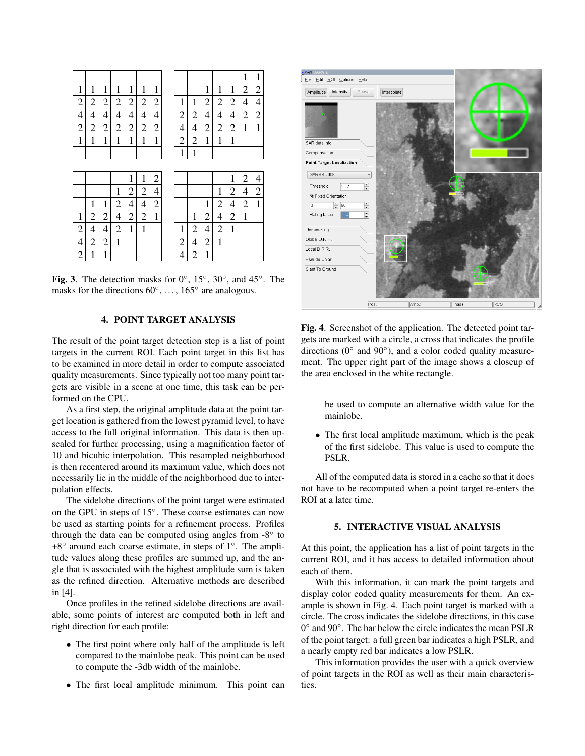| | | | | | | |
|---|---|---|---|---|---|---|
| | | | | | | |
| 1 | 1 | 1 | 1 | 1 | 1 | 1 |
| 2 | 2 | 2 | 2 | 2 | 2 | 2 |
| 4 | 4 | 4 | 4 | 4 | 4 | 4 |
| 2 | 2 | 2 | 2 | 2 | 2 | 2 |
| 1 | 1 | 1 | 1 | 1 | 1 | 1 |
| | | | | | | |

| | | | | | | |
|---|---|---|---|---|---|---|
| | | | | | 1 | 1 |
| | | 1 | 1 | 1 | 2 | 2 |
| 1 | 1 | 2 | 2 | 2 | 4 | 4 |
| 2 | 2 | 4 | 4 | 4 | 2 | 2 |
| 4 | 4 | 2 | 2 | 2 | 1 | 1 |
| 2 | 2 | 1 | 1 | 1 | | |
| 1 | 1 | | | | | |

| | | | | | | |
|---|---|---|---|---|---|---|
| | | | | 1 | 1 | 2 |
| | | | 1 | 2 | 2 | 4 |
| | 1 | 1 | 2 | 4 | 4 | 2 |
| 1 | 2 | 2 | 4 | 2 | 2 | 1 |
| 2 | 4 | 4 | 2 | 1 | 1 | |
| 4 | 2 | 2 | 1 | | | |
| 2 | 1 | 1 | | | | |

| | | | | | | |
|---|---|---|---|---|---|---|
| | | | | 1 | 2 | 4 |
| | | | 1 | 2 | 4 | 2 |
| | | 1 | 2 | 4 | 2 | 1 |
| | 1 | 2 | 4 | 2 | 1 | |
| 1 | 2 | 4 | 2 | 1 | | |
| 2 | 4 | 2 | 1 | | | |
| 4 | 2 | 1 | | | | |

**Fig. 3**. The detection masks for 0°, 15°, 30°, and 45°. The masks for the directions 60°, ..., 165° are analogous.

## 4. POINT TARGET ANALYSIS

The result of the point target detection step is a list of point targets in the current ROI. Each point target in this list has to be examined in more detail in order to compute associated quality measurements. Since typically not too many point targets are visible in a scene at one time, this task can be performed on the CPU.

As a first step, the original amplitude data at the point target location is gathered from the lowest pyramid level, to have access to the full original information. This data is then upscaled for further processing, using a magnification factor of 10 and bicubic interpolation. This resampled neighborhood is then recentered around its maximum value, which does not necessarily lie in the middle of the neighborhood due to interpolation effects.

The sidelobe directions of the point target were estimated on the GPU in steps of 15°. These coarse estimates can now be used as starting points for a refinement process. Profiles through the data can be computed using angles from -8° to +8° around each coarse estimate, in steps of 1°. The amplitude values along these profiles are summed up, and the angle that is associated with the highest amplitude sum is taken as the refined direction. Alternative methods are described in [4].

Once profiles in the refined sidelobe directions are available, some points of interest are computed both in left and right direction for each profile:

- The first point where only half of the amplitude is left compared to the mainlobe peak. This point can be used to compute the -3db width of the mainlobe.
- The first local amplitude minimum. This point can be used to compute an alternative width value for the mainlobe.
- The first local amplitude maximum, which is the peak of the first sidelobe. This value is used to compute the PSLR.

All of the computed data is stored in a cache so that it does not have to be recomputed when a point target re-enters the ROI at a later time.

**Fig. 4**. Screenshot of the application. The detected point targets are marked with a circle, a cross that indicates the profile directions (0° and 90°), and a color coded quality measurement. The upper right part of the image shows a closeup of the area enclosed in the white rectangle.

## 5. INTERACTIVE VISUAL ANALYSIS

At this point, the application has a list of point targets in the current ROI, and it has access to detailed information about each of them.

With this information, it can mark the point targets and display color coded quality measurements for them. An example is shown in Fig. 4. Each point target is marked with a circle. The cross indicates the sidelobe directions, in this case 0° and 90°. The bar below the circle indicates the mean PSLR of the point target: a full green bar indicates a high PSLR, and a nearly empty red bar indicates a low PSLR.

This information provides the user with a quick overview of point targets in the ROI as well as their main characteristics.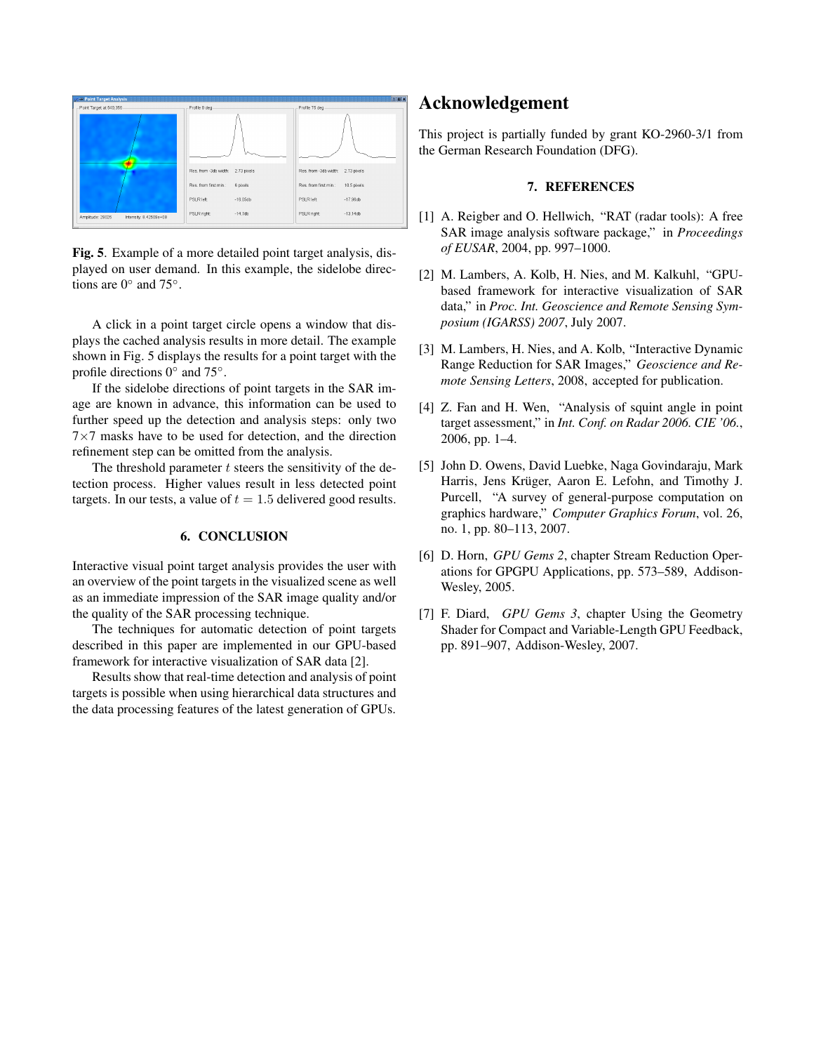Point Target Analysis

Point Target at 540,356

Amplitude: 29026 Intensity: 8.42509e+08

Profile 0 deg

Res. from -3db width: 2.73 pixels

Res. from first min: 6 pixels

PSLR left: -18.05db

PSLR right: -14.7db

Profile 75 deg

Res. from -3db width: 2.13 pixels

Res. from first min: 10.5 pixels

PSLR left: -17.96db

PSLR right: -13.14db

**Fig. 5**. Example of a more detailed point target analysis, displayed on user demand. In this example, the sidelobe directions are 0° and 75°.

A click in a point target circle opens a window that displays the cached analysis results in more detail. The example shown in Fig. 5 displays the results for a point target with the profile directions 0° and 75°.

If the sidelobe directions of point targets in the SAR image are known in advance, this information can be used to further speed up the detection and analysis steps: only two 7×7 masks have to be used for detection, and the direction refinement step can be omitted from the analysis.

The threshold parameter $t$ steers the sensitivity of the detection process. Higher values result in less detected point targets. In our tests, a value of $t = 1.5$ delivered good results.

## 6. CONCLUSION

Interactive visual point target analysis provides the user with an overview of the point targets in the visualized scene as well as an immediate impression of the SAR image quality and/or the quality of the SAR processing technique.

The techniques for automatic detection of point targets described in this paper are implemented in our GPU-based framework for interactive visualization of SAR data [2].

Results show that real-time detection and analysis of point targets is possible when using hierarchical data structures and the data processing features of the latest generation of GPUs.

# Acknowledgement

This project is partially funded by grant KO-2960-3/1 from the German Research Foundation (DFG).

## 7. REFERENCES

[1] A. Reigber and O. Hellwich, "RAT (radar tools): A free SAR image analysis software package," in *Proceedings of EUSAR*, 2004, pp. 997–1000.

[2] M. Lambers, A. Kolb, H. Nies, and M. Kalkuhl, "GPU-based framework for interactive visualization of SAR data," in *Proc. Int. Geoscience and Remote Sensing Symposium (IGARSS) 2007*, July 2007.

[3] M. Lambers, H. Nies, and A. Kolb, "Interactive Dynamic Range Reduction for SAR Images," *Geoscience and Remote Sensing Letters*, 2008, accepted for publication.

[4] Z. Fan and H. Wen, "Analysis of squint angle in point target assessment," in *Int. Conf. on Radar 2006. CIE '06.*, 2006, pp. 1–4.

[5] John D. Owens, David Luebke, Naga Govindaraju, Mark Harris, Jens Krüger, Aaron E. Lefohn, and Timothy J. Purcell, "A survey of general-purpose computation on graphics hardware," *Computer Graphics Forum*, vol. 26, no. 1, pp. 80–113, 2007.

[6] D. Horn, *GPU Gems 2*, chapter Stream Reduction Operations for GPGPU Applications, pp. 573–589, Addison-Wesley, 2005.

[7] F. Diard, *GPU Gems 3*, chapter Using the Geometry Shader for Compact and Variable-Length GPU Feedback, pp. 891–907, Addison-Wesley, 2007.